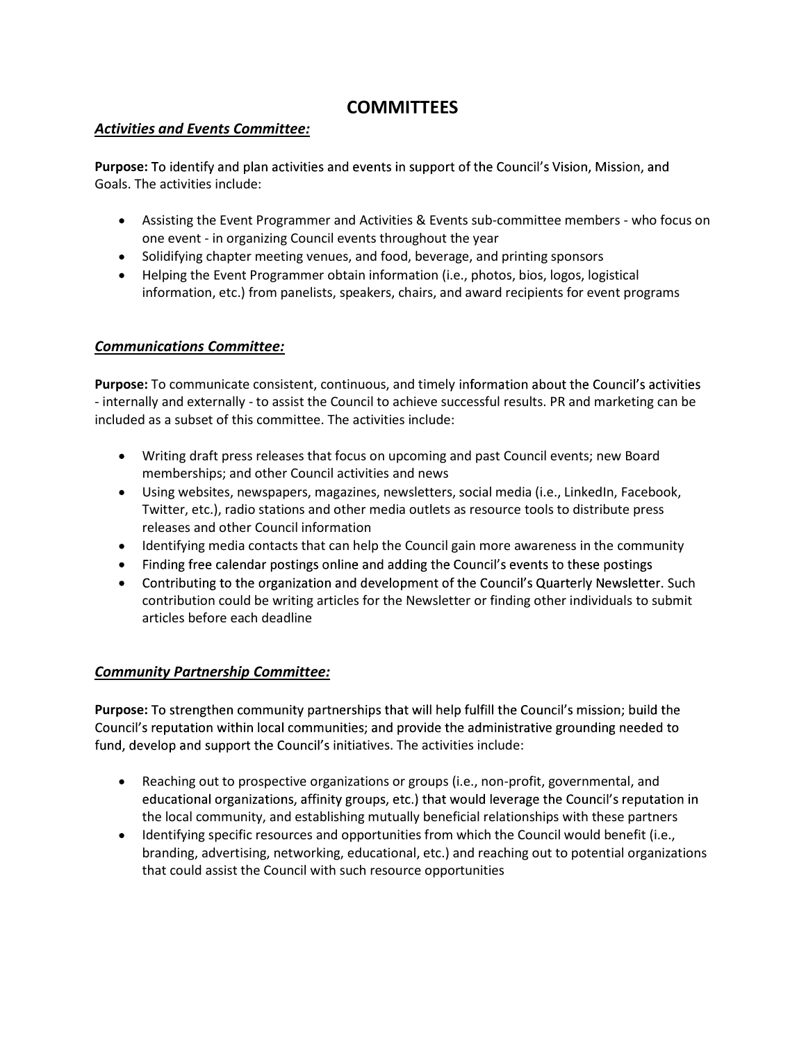# COMMITTEES

## ***Activities and Events Committee:***

**Purpose:** To identify and plan activities and events in support of the Council's Vision, Mission, and Goals. The activities include:

- Assisting the Event Programmer and Activities & Events sub-committee members - who focus on one event - in organizing Council events throughout the year
- Solidifying chapter meeting venues, and food, beverage, and printing sponsors
- Helping the Event Programmer obtain information (i.e., photos, bios, logos, logistical information, etc.) from panelists, speakers, chairs, and award recipients for event programs

## ***Communications Committee:***

**Purpose:** To communicate consistent, continuous, and timely information about the Council's activities - internally and externally - to assist the Council to achieve successful results. PR and marketing can be included as a subset of this committee. The activities include:

- Writing draft press releases that focus on upcoming and past Council events; new Board memberships; and other Council activities and news
- Using websites, newspapers, magazines, newsletters, social media (i.e., LinkedIn, Facebook, Twitter, etc.), radio stations and other media outlets as resource tools to distribute press releases and other Council information
- Identifying media contacts that can help the Council gain more awareness in the community
- Finding free calendar postings online and adding the Council's events to these postings
- Contributing to the organization and development of the Council's Quarterly Newsletter. Such contribution could be writing articles for the Newsletter or finding other individuals to submit articles before each deadline

## ***Community Partnership Committee:***

**Purpose:** To strengthen community partnerships that will help fulfill the Council's mission; build the Council's reputation within local communities; and provide the administrative grounding needed to fund, develop and support the Council's initiatives. The activities include:

- Reaching out to prospective organizations or groups (i.e., non-profit, governmental, and educational organizations, affinity groups, etc.) that would leverage the Council's reputation in the local community, and establishing mutually beneficial relationships with these partners
- Identifying specific resources and opportunities from which the Council would benefit (i.e., branding, advertising, networking, educational, etc.) and reaching out to potential organizations that could assist the Council with such resource opportunities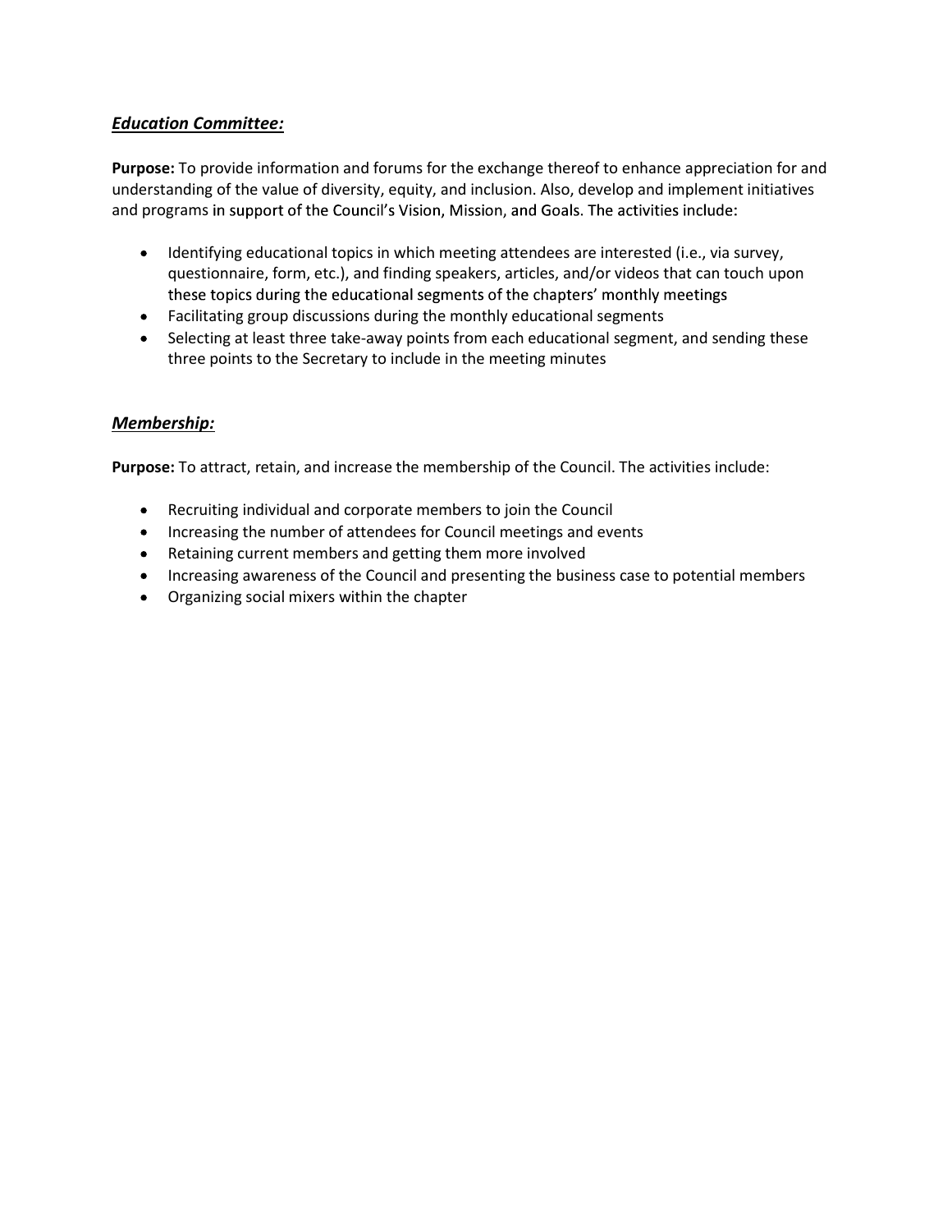## ***Education Committee:***

**Purpose:** To provide information and forums for the exchange thereof to enhance appreciation for and understanding of the value of diversity, equity, and inclusion. Also, develop and implement initiatives and programs in support of the Council's Vision, Mission, and Goals. The activities include:

- Identifying educational topics in which meeting attendees are interested (i.e., via survey, questionnaire, form, etc.), and finding speakers, articles, and/or videos that can touch upon these topics during the educational segments of the chapters' monthly meetings
- Facilitating group discussions during the monthly educational segments
- Selecting at least three take-away points from each educational segment, and sending these three points to the Secretary to include in the meeting minutes

## ***Membership:***

**Purpose:** To attract, retain, and increase the membership of the Council. The activities include:

- Recruiting individual and corporate members to join the Council
- Increasing the number of attendees for Council meetings and events
- Retaining current members and getting them more involved
- Increasing awareness of the Council and presenting the business case to potential members
- Organizing social mixers within the chapter